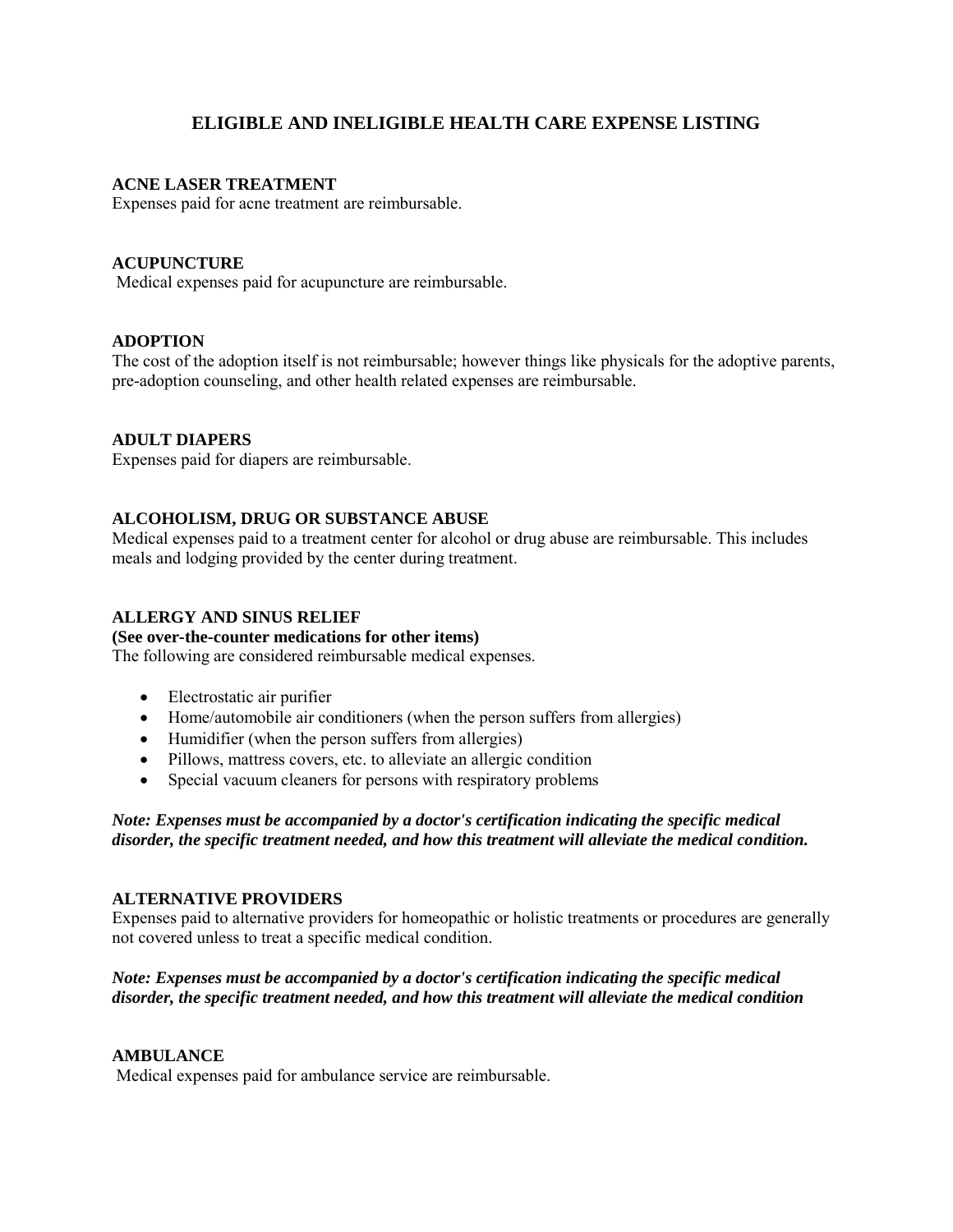# ELIGIBLE AND INELIGIBLE HEALTH CARE EXPENSE LISTING

**ACNE LASER TREATMENT**
Expenses paid for acne treatment are reimbursable.

**ACUPUNCTURE**
Medical expenses paid for acupuncture are reimbursable.

**ADOPTION**
The cost of the adoption itself is not reimbursable; however things like physicals for the adoptive parents, pre-adoption counseling, and other health related expenses are reimbursable.

**ADULT DIAPERS**
Expenses paid for diapers are reimbursable.

**ALCOHOLISM, DRUG OR SUBSTANCE ABUSE**
Medical expenses paid to a treatment center for alcohol or drug abuse are reimbursable. This includes meals and lodging provided by the center during treatment.

**ALLERGY AND SINUS RELIEF**
**(See over-the-counter medications for other items)**
The following are considered reimbursable medical expenses.

- Electrostatic air purifier
- Home/automobile air conditioners (when the person suffers from allergies)
- Humidifier (when the person suffers from allergies)
- Pillows, mattress covers, etc. to alleviate an allergic condition
- Special vacuum cleaners for persons with respiratory problems

***Note: Expenses must be accompanied by a doctor's certification indicating the specific medical disorder, the specific treatment needed, and how this treatment will alleviate the medical condition.***

**ALTERNATIVE PROVIDERS**
Expenses paid to alternative providers for homeopathic or holistic treatments or procedures are generally not covered unless to treat a specific medical condition.

***Note: Expenses must be accompanied by a doctor's certification indicating the specific medical disorder, the specific treatment needed, and how this treatment will alleviate the medical condition***

**AMBULANCE**
Medical expenses paid for ambulance service are reimbursable.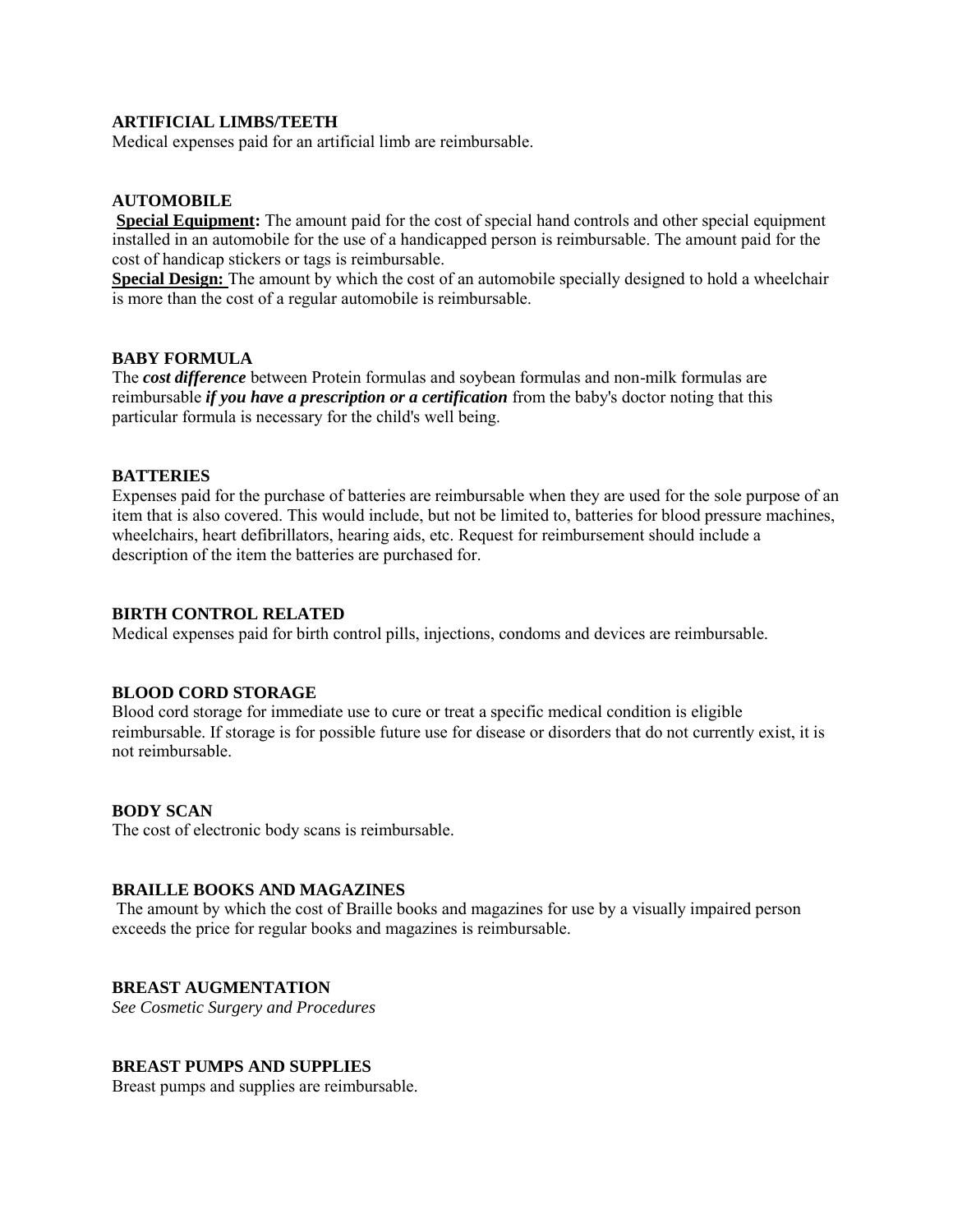**ARTIFICIAL LIMBS/TEETH**

Medical expenses paid for an artificial limb are reimbursable.

**AUTOMOBILE**

**Special Equipment:** The amount paid for the cost of special hand controls and other special equipment installed in an automobile for the use of a handicapped person is reimbursable. The amount paid for the cost of handicap stickers or tags is reimbursable.

**Special Design:** The amount by which the cost of an automobile specially designed to hold a wheelchair is more than the cost of a regular automobile is reimbursable.

**BABY FORMULA**

The ***cost difference*** between Protein formulas and soybean formulas and non-milk formulas are reimbursable ***if you have a prescription or a certification*** from the baby's doctor noting that this particular formula is necessary for the child's well being.

**BATTERIES**

Expenses paid for the purchase of batteries are reimbursable when they are used for the sole purpose of an item that is also covered. This would include, but not be limited to, batteries for blood pressure machines, wheelchairs, heart defibrillators, hearing aids, etc. Request for reimbursement should include a description of the item the batteries are purchased for.

**BIRTH CONTROL RELATED**

Medical expenses paid for birth control pills, injections, condoms and devices are reimbursable.

**BLOOD CORD STORAGE**

Blood cord storage for immediate use to cure or treat a specific medical condition is eligible reimbursable. If storage is for possible future use for disease or disorders that do not currently exist, it is not reimbursable.

**BODY SCAN**

The cost of electronic body scans is reimbursable.

**BRAILLE BOOKS AND MAGAZINES**

The amount by which the cost of Braille books and magazines for use by a visually impaired person exceeds the price for regular books and magazines is reimbursable.

**BREAST AUGMENTATION**

*See Cosmetic Surgery and Procedures*

**BREAST PUMPS AND SUPPLIES**

Breast pumps and supplies are reimbursable.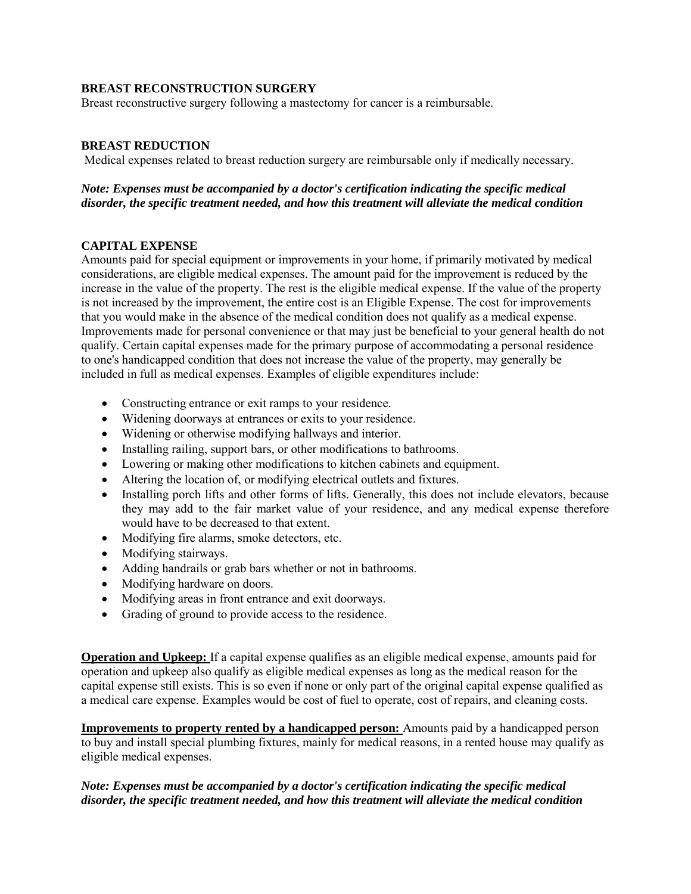**BREAST RECONSTRUCTION SURGERY**

Breast reconstructive surgery following a mastectomy for cancer is a reimbursable.

**BREAST REDUCTION**

Medical expenses related to breast reduction surgery are reimbursable only if medically necessary.

***Note: Expenses must be accompanied by a doctor's certification indicating the specific medical disorder, the specific treatment needed, and how this treatment will alleviate the medical condition***

**CAPITAL EXPENSE**

Amounts paid for special equipment or improvements in your home, if primarily motivated by medical considerations, are eligible medical expenses. The amount paid for the improvement is reduced by the increase in the value of the property. The rest is the eligible medical expense. If the value of the property is not increased by the improvement, the entire cost is an Eligible Expense. The cost for improvements that you would make in the absence of the medical condition does not qualify as a medical expense. Improvements made for personal convenience or that may just be beneficial to your general health do not qualify. Certain capital expenses made for the primary purpose of accommodating a personal residence to one's handicapped condition that does not increase the value of the property, may generally be included in full as medical expenses. Examples of eligible expenditures include:

- Constructing entrance or exit ramps to your residence.
- Widening doorways at entrances or exits to your residence.
- Widening or otherwise modifying hallways and interior.
- Installing railing, support bars, or other modifications to bathrooms.
- Lowering or making other modifications to kitchen cabinets and equipment.
- Altering the location of, or modifying electrical outlets and fixtures.
- Installing porch lifts and other forms of lifts. Generally, this does not include elevators, because they may add to the fair market value of your residence, and any medical expense therefore would have to be decreased to that extent.
- Modifying fire alarms, smoke detectors, etc.
- Modifying stairways.
- Adding handrails or grab bars whether or not in bathrooms.
- Modifying hardware on doors.
- Modifying areas in front entrance and exit doorways.
- Grading of ground to provide access to the residence.

**Operation and Upkeep:** If a capital expense qualifies as an eligible medical expense, amounts paid for operation and upkeep also qualify as eligible medical expenses as long as the medical reason for the capital expense still exists. This is so even if none or only part of the original capital expense qualified as a medical care expense. Examples would be cost of fuel to operate, cost of repairs, and cleaning costs.

**Improvements to property rented by a handicapped person:** Amounts paid by a handicapped person to buy and install special plumbing fixtures, mainly for medical reasons, in a rented house may qualify as eligible medical expenses.

***Note: Expenses must be accompanied by a doctor's certification indicating the specific medical disorder, the specific treatment needed, and how this treatment will alleviate the medical condition***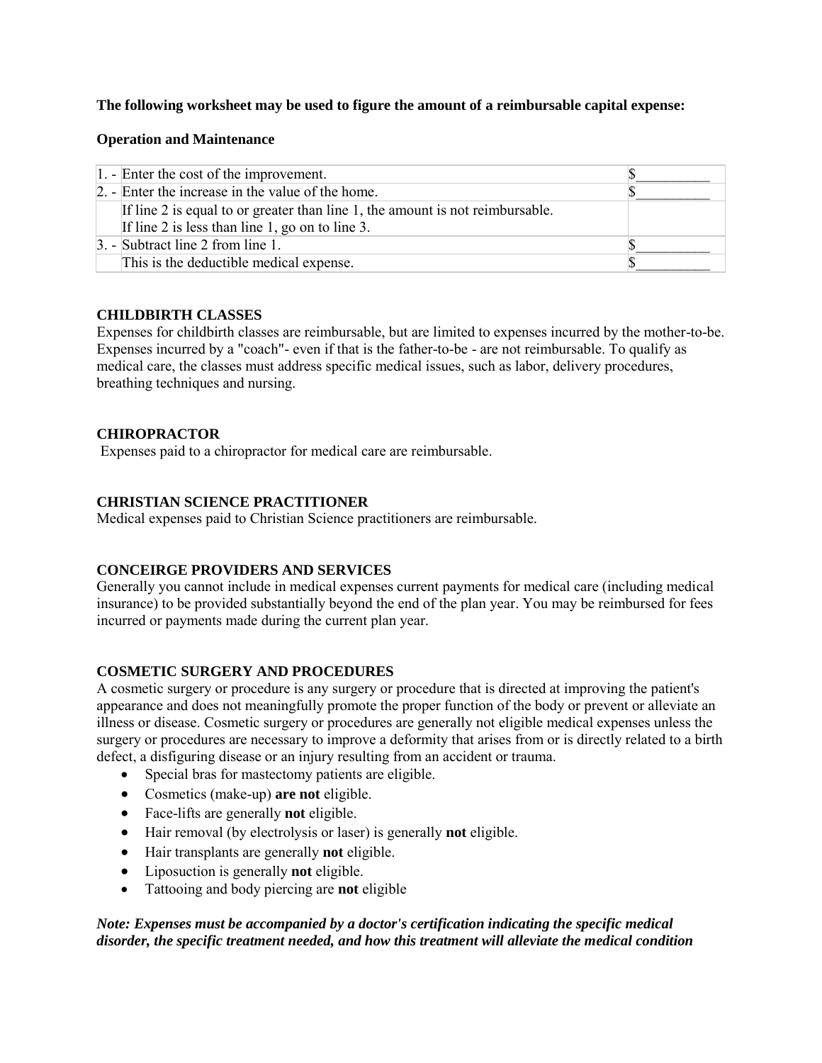**The following worksheet may be used to figure the amount of a reimbursable capital expense:**

**Operation and Maintenance**

| | | |
|---|---|---|
| 1. - | Enter the cost of the improvement. | $__________ |
| 2. - | Enter the increase in the value of the home. | $__________ |
| | If line 2 is equal to or greater than line 1, the amount is not reimbursable.<br>If line 2 is less than line 1, go on to line 3. | |
| 3. - | Subtract line 2 from line 1. | $__________ |
| | This is the deductible medical expense. | $__________ |

**CHILDBIRTH CLASSES**

Expenses for childbirth classes are reimbursable, but are limited to expenses incurred by the mother-to-be. Expenses incurred by a "coach"- even if that is the father-to-be - are not reimbursable. To qualify as medical care, the classes must address specific medical issues, such as labor, delivery procedures, breathing techniques and nursing.

**CHIROPRACTOR**

Expenses paid to a chiropractor for medical care are reimbursable.

**CHRISTIAN SCIENCE PRACTITIONER**

Medical expenses paid to Christian Science practitioners are reimbursable.

**CONCEIRGE PROVIDERS AND SERVICES**

Generally you cannot include in medical expenses current payments for medical care (including medical insurance) to be provided substantially beyond the end of the plan year. You may be reimbursed for fees incurred or payments made during the current plan year.

**COSMETIC SURGERY AND PROCEDURES**

A cosmetic surgery or procedure is any surgery or procedure that is directed at improving the patient's appearance and does not meaningfully promote the proper function of the body or prevent or alleviate an illness or disease. Cosmetic surgery or procedures are generally not eligible medical expenses unless the surgery or procedures are necessary to improve a deformity that arises from or is directly related to a birth defect, a disfiguring disease or an injury resulting from an accident or trauma.

- Special bras for mastectomy patients are eligible.
- Cosmetics (make-up) **are not** eligible.
- Face-lifts are generally **not** eligible.
- Hair removal (by electrolysis or laser) is generally **not** eligible.
- Hair transplants are generally **not** eligible.
- Liposuction is generally **not** eligible.
- Tattooing and body piercing are **not** eligible

***Note: Expenses must be accompanied by a doctor's certification indicating the specific medical disorder, the specific treatment needed, and how this treatment will alleviate the medical condition***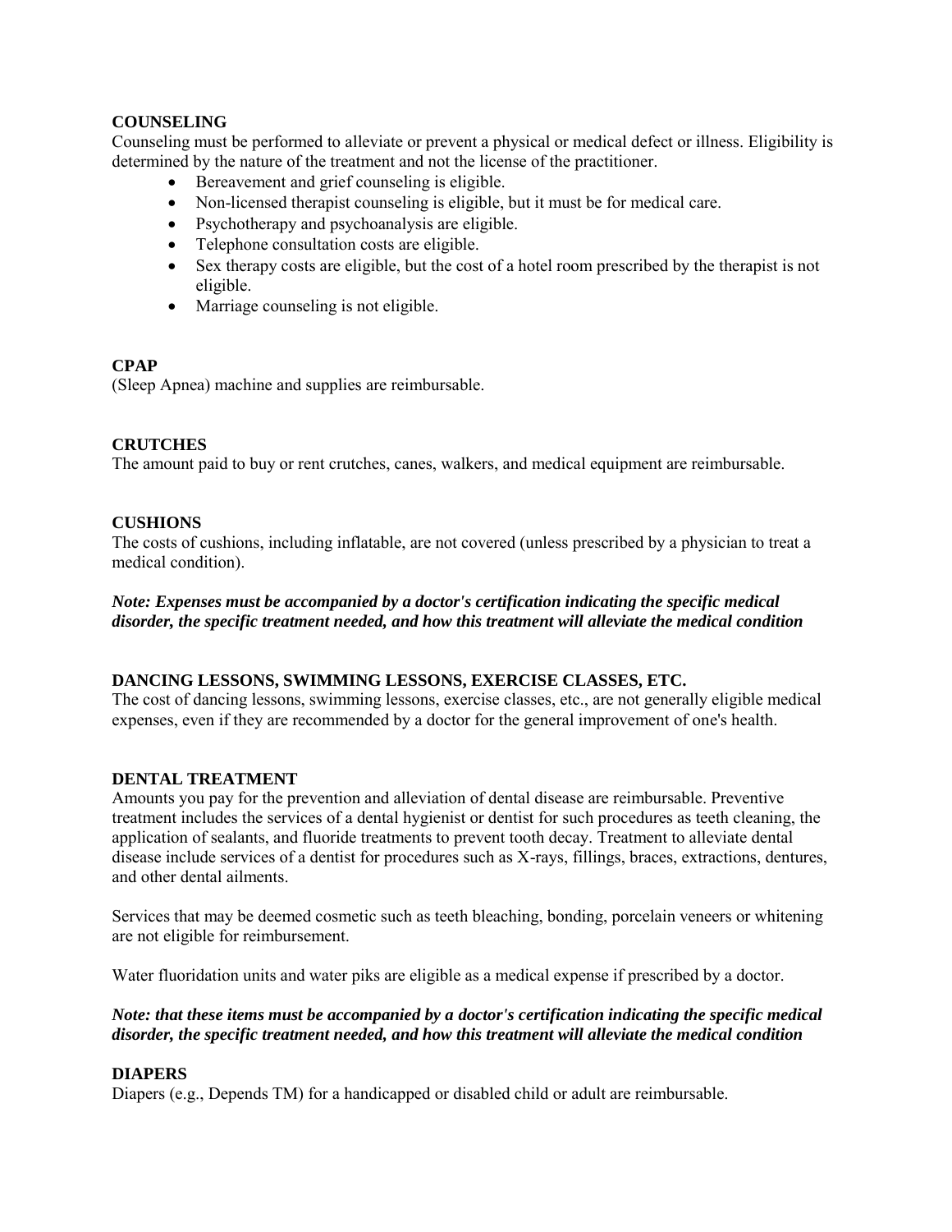**COUNSELING**

Counseling must be performed to alleviate or prevent a physical or medical defect or illness. Eligibility is determined by the nature of the treatment and not the license of the practitioner.

- Bereavement and grief counseling is eligible.
- Non-licensed therapist counseling is eligible, but it must be for medical care.
- Psychotherapy and psychoanalysis are eligible.
- Telephone consultation costs are eligible.
- Sex therapy costs are eligible, but the cost of a hotel room prescribed by the therapist is not eligible.
- Marriage counseling is not eligible.

**CPAP**

(Sleep Apnea) machine and supplies are reimbursable.

**CRUTCHES**

The amount paid to buy or rent crutches, canes, walkers, and medical equipment are reimbursable.

**CUSHIONS**

The costs of cushions, including inflatable, are not covered (unless prescribed by a physician to treat a medical condition).

***Note: Expenses must be accompanied by a doctor's certification indicating the specific medical disorder, the specific treatment needed, and how this treatment will alleviate the medical condition***

**DANCING LESSONS, SWIMMING LESSONS, EXERCISE CLASSES, ETC.**

The cost of dancing lessons, swimming lessons, exercise classes, etc., are not generally eligible medical expenses, even if they are recommended by a doctor for the general improvement of one's health.

**DENTAL TREATMENT**

Amounts you pay for the prevention and alleviation of dental disease are reimbursable. Preventive treatment includes the services of a dental hygienist or dentist for such procedures as teeth cleaning, the application of sealants, and fluoride treatments to prevent tooth decay. Treatment to alleviate dental disease include services of a dentist for procedures such as X-rays, fillings, braces, extractions, dentures, and other dental ailments.

Services that may be deemed cosmetic such as teeth bleaching, bonding, porcelain veneers or whitening are not eligible for reimbursement.

Water fluoridation units and water piks are eligible as a medical expense if prescribed by a doctor.

***Note: that these items must be accompanied by a doctor's certification indicating the specific medical disorder, the specific treatment needed, and how this treatment will alleviate the medical condition***

**DIAPERS**

Diapers (e.g., Depends TM) for a handicapped or disabled child or adult are reimbursable.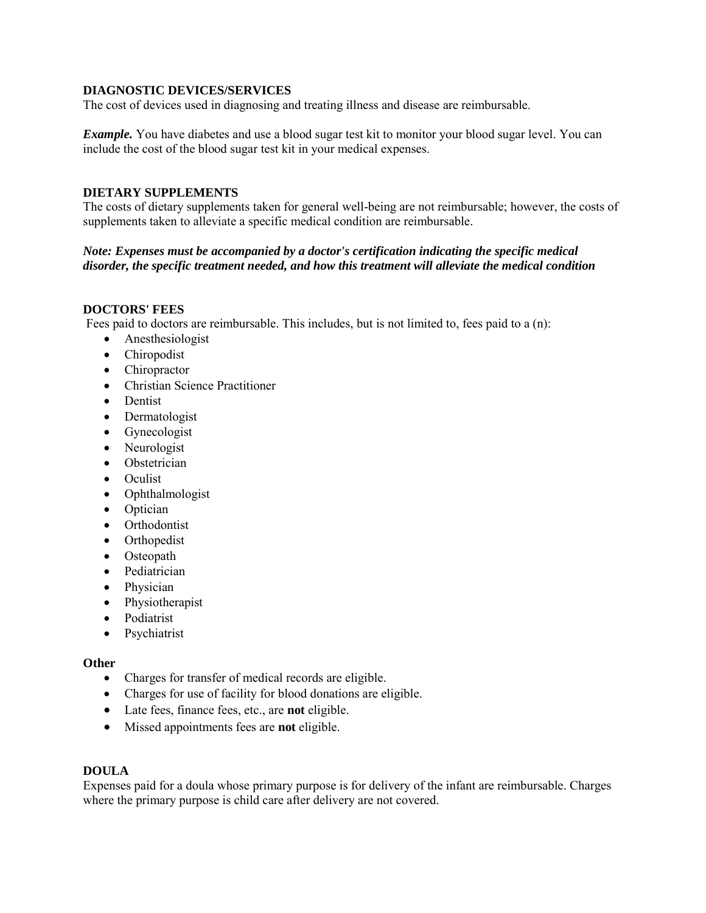### DIAGNOSTIC DEVICES/SERVICES

The cost of devices used in diagnosing and treating illness and disease are reimbursable.

***Example.*** You have diabetes and use a blood sugar test kit to monitor your blood sugar level. You can include the cost of the blood sugar test kit in your medical expenses.

### DIETARY SUPPLEMENTS

The costs of dietary supplements taken for general well-being are not reimbursable; however, the costs of supplements taken to alleviate a specific medical condition are reimbursable.

***Note: Expenses must be accompanied by a doctor's certification indicating the specific medical disorder, the specific treatment needed, and how this treatment will alleviate the medical condition***

### DOCTORS' FEES

Fees paid to doctors are reimbursable. This includes, but is not limited to, fees paid to a (n):

- Anesthesiologist
- Chiropodist
- Chiropractor
- Christian Science Practitioner
- Dentist
- Dermatologist
- Gynecologist
- Neurologist
- Obstetrician
- Oculist
- Ophthalmologist
- Optician
- Orthodontist
- Orthopedist
- Osteopath
- Pediatrician
- Physician
- Physiotherapist
- Podiatrist
- Psychiatrist

#### Other

- Charges for transfer of medical records are eligible.
- Charges for use of facility for blood donations are eligible.
- Late fees, finance fees, etc., are **not** eligible.
- Missed appointments fees are **not** eligible.

### DOULA

Expenses paid for a doula whose primary purpose is for delivery of the infant are reimbursable. Charges where the primary purpose is child care after delivery are not covered.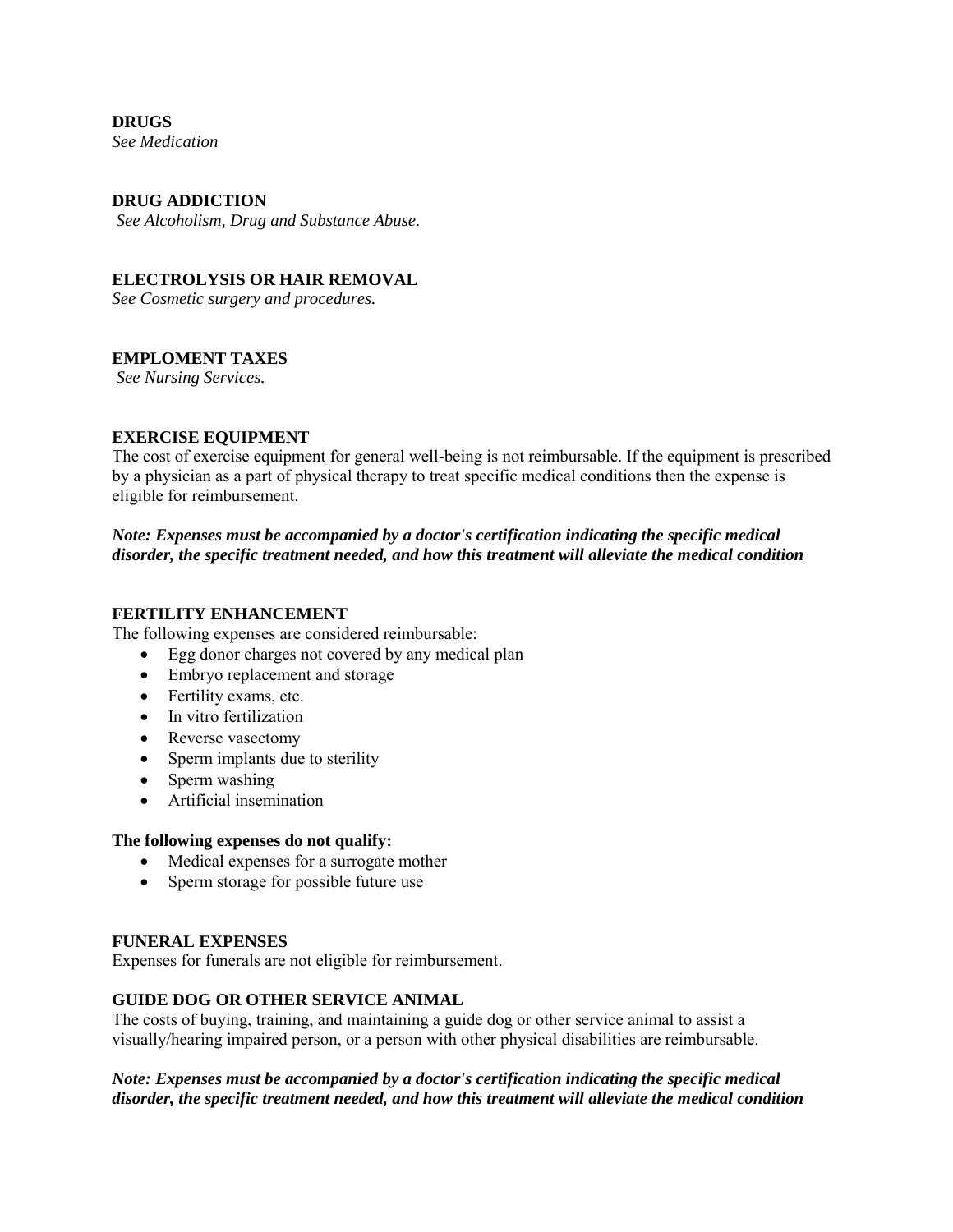**DRUGS**
*See Medication*

**DRUG ADDICTION**
*See Alcoholism, Drug and Substance Abuse.*

**ELECTROLYSIS OR HAIR REMOVAL**
*See Cosmetic surgery and procedures.*

**EMPLOMENT TAXES**
*See Nursing Services.*

**EXERCISE EQUIPMENT**
The cost of exercise equipment for general well-being is not reimbursable. If the equipment is prescribed by a physician as a part of physical therapy to treat specific medical conditions then the expense is eligible for reimbursement.

***Note: Expenses must be accompanied by a doctor's certification indicating the specific medical disorder, the specific treatment needed, and how this treatment will alleviate the medical condition***

**FERTILITY ENHANCEMENT**
The following expenses are considered reimbursable:

- Egg donor charges not covered by any medical plan
- Embryo replacement and storage
- Fertility exams, etc.
- In vitro fertilization
- Reverse vasectomy
- Sperm implants due to sterility
- Sperm washing
- Artificial insemination

**The following expenses do not qualify:**

- Medical expenses for a surrogate mother
- Sperm storage for possible future use

**FUNERAL EXPENSES**
Expenses for funerals are not eligible for reimbursement.

**GUIDE DOG OR OTHER SERVICE ANIMAL**
The costs of buying, training, and maintaining a guide dog or other service animal to assist a visually/hearing impaired person, or a person with other physical disabilities are reimbursable.

***Note: Expenses must be accompanied by a doctor's certification indicating the specific medical disorder, the specific treatment needed, and how this treatment will alleviate the medical condition***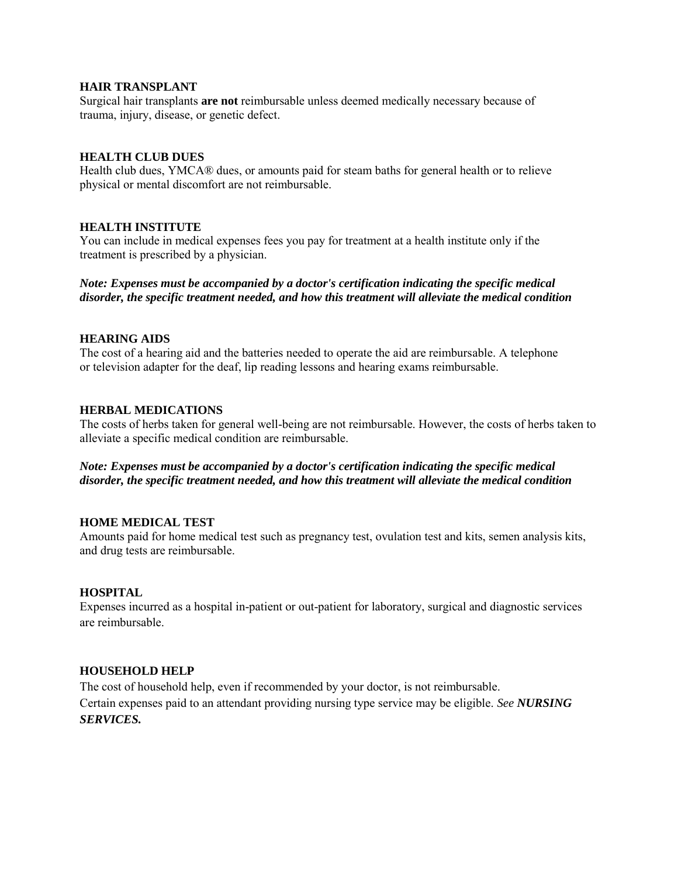**HAIR TRANSPLANT**

Surgical hair transplants **are not** reimbursable unless deemed medically necessary because of trauma, injury, disease, or genetic defect.

**HEALTH CLUB DUES**

Health club dues, YMCA® dues, or amounts paid for steam baths for general health or to relieve physical or mental discomfort are not reimbursable.

**HEALTH INSTITUTE**

You can include in medical expenses fees you pay for treatment at a health institute only if the treatment is prescribed by a physician.

***Note: Expenses must be accompanied by a doctor's certification indicating the specific medical disorder, the specific treatment needed, and how this treatment will alleviate the medical condition***

**HEARING AIDS**

The cost of a hearing aid and the batteries needed to operate the aid are reimbursable. A telephone or television adapter for the deaf, lip reading lessons and hearing exams reimbursable.

**HERBAL MEDICATIONS**

The costs of herbs taken for general well-being are not reimbursable. However, the costs of herbs taken to alleviate a specific medical condition are reimbursable.

***Note: Expenses must be accompanied by a doctor's certification indicating the specific medical disorder, the specific treatment needed, and how this treatment will alleviate the medical condition***

**HOME MEDICAL TEST**

Amounts paid for home medical test such as pregnancy test, ovulation test and kits, semen analysis kits, and drug tests are reimbursable.

**HOSPITAL**

Expenses incurred as a hospital in-patient or out-patient for laboratory, surgical and diagnostic services are reimbursable.

**HOUSEHOLD HELP**

The cost of household help, even if recommended by your doctor, is not reimbursable.
Certain expenses paid to an attendant providing nursing type service may be eligible. *See* ***NURSING SERVICES.***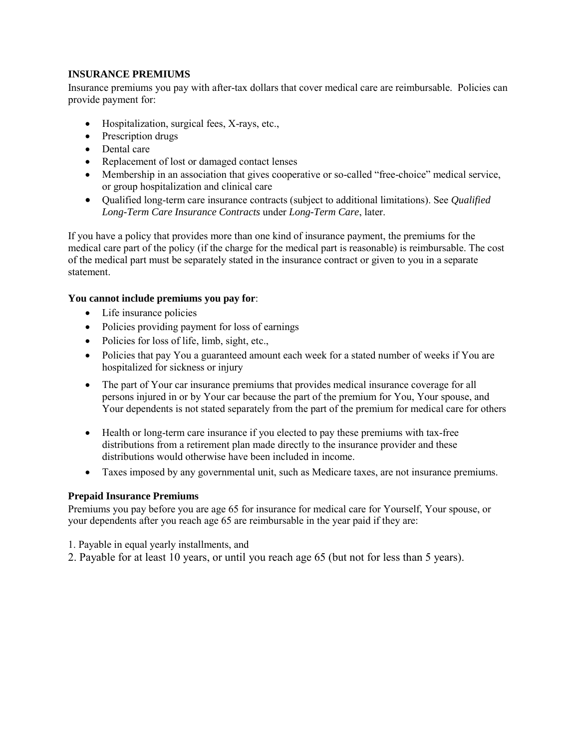**INSURANCE PREMIUMS**

Insurance premiums you pay with after-tax dollars that cover medical care are reimbursable. Policies can provide payment for:

- Hospitalization, surgical fees, X-rays, etc.,
- Prescription drugs
- Dental care
- Replacement of lost or damaged contact lenses
- Membership in an association that gives cooperative or so-called "free-choice" medical service, or group hospitalization and clinical care
- Qualified long-term care insurance contracts (subject to additional limitations). See *Qualified Long-Term Care Insurance Contracts* under *Long-Term Care*, later.

If you have a policy that provides more than one kind of insurance payment, the premiums for the medical care part of the policy (if the charge for the medical part is reasonable) is reimbursable. The cost of the medical part must be separately stated in the insurance contract or given to you in a separate statement.

**You cannot include premiums you pay for**:

- Life insurance policies
- Policies providing payment for loss of earnings
- Policies for loss of life, limb, sight, etc.,
- Policies that pay You a guaranteed amount each week for a stated number of weeks if You are hospitalized for sickness or injury
- The part of Your car insurance premiums that provides medical insurance coverage for all persons injured in or by Your car because the part of the premium for You, Your spouse, and Your dependents is not stated separately from the part of the premium for medical care for others
- Health or long-term care insurance if you elected to pay these premiums with tax-free distributions from a retirement plan made directly to the insurance provider and these distributions would otherwise have been included in income.
- Taxes imposed by any governmental unit, such as Medicare taxes, are not insurance premiums.

**Prepaid Insurance Premiums**

Premiums you pay before you are age 65 for insurance for medical care for Yourself, Your spouse, or your dependents after you reach age 65 are reimbursable in the year paid if they are:

1. Payable in equal yearly installments, and
2. Payable for at least 10 years, or until you reach age 65 (but not for less than 5 years).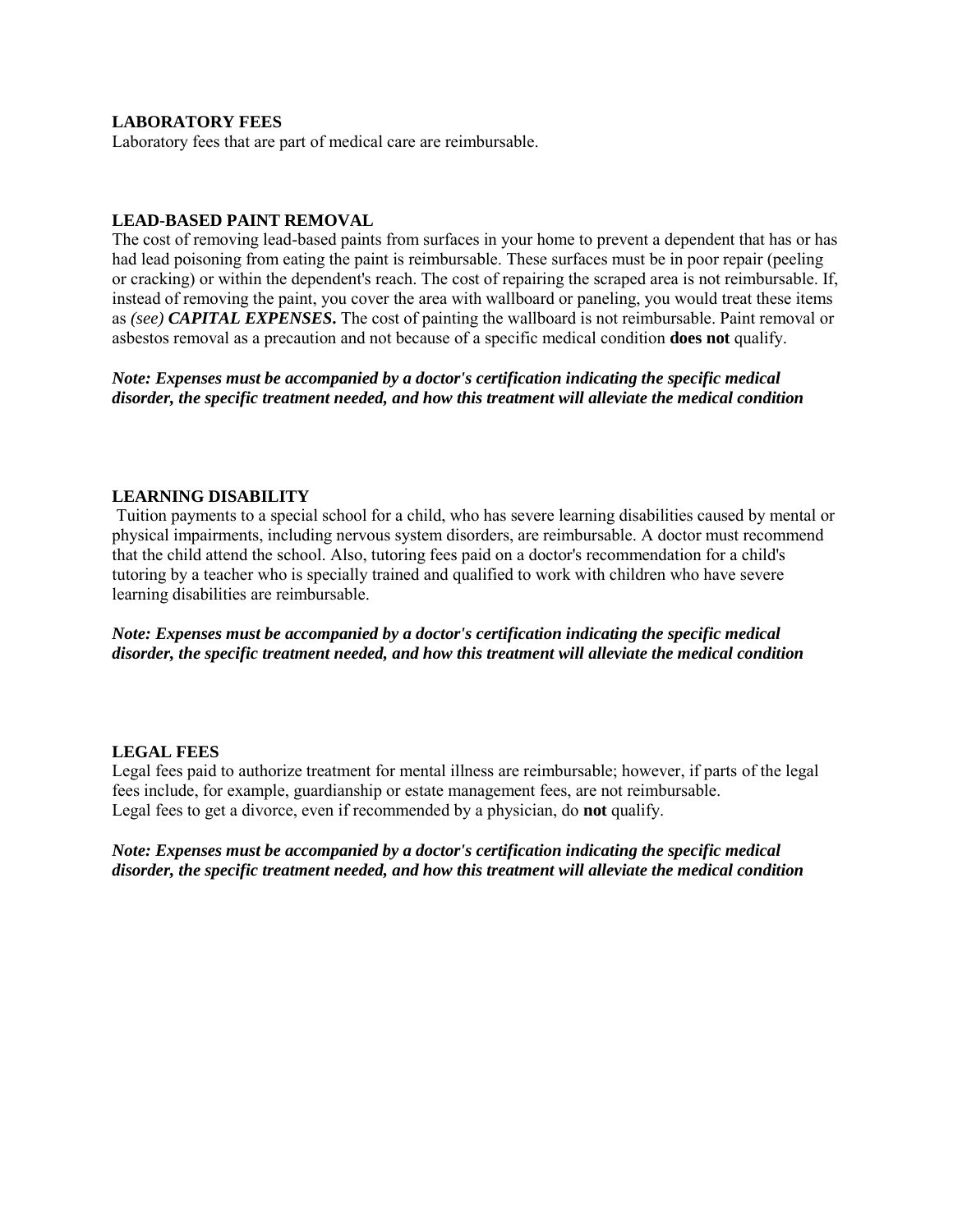**LABORATORY FEES**
Laboratory fees that are part of medical care are reimbursable.

**LEAD-BASED PAINT REMOVAL**
The cost of removing lead-based paints from surfaces in your home to prevent a dependent that has or has had lead poisoning from eating the paint is reimbursable. These surfaces must be in poor repair (peeling or cracking) or within the dependent's reach. The cost of repairing the scraped area is not reimbursable. If, instead of removing the paint, you cover the area with wallboard or paneling, you would treat these items as *(see)* ***CAPITAL EXPENSES*.** The cost of painting the wallboard is not reimbursable. Paint removal or asbestos removal as a precaution and not because of a specific medical condition **does not** qualify.

***Note: Expenses must be accompanied by a doctor's certification indicating the specific medical disorder, the specific treatment needed, and how this treatment will alleviate the medical condition***

**LEARNING DISABILITY**
Tuition payments to a special school for a child, who has severe learning disabilities caused by mental or physical impairments, including nervous system disorders, are reimbursable. A doctor must recommend that the child attend the school. Also, tutoring fees paid on a doctor's recommendation for a child's tutoring by a teacher who is specially trained and qualified to work with children who have severe learning disabilities are reimbursable.

***Note: Expenses must be accompanied by a doctor's certification indicating the specific medical disorder, the specific treatment needed, and how this treatment will alleviate the medical condition***

**LEGAL FEES**
Legal fees paid to authorize treatment for mental illness are reimbursable; however, if parts of the legal fees include, for example, guardianship or estate management fees, are not reimbursable.
Legal fees to get a divorce, even if recommended by a physician, do **not** qualify.

***Note: Expenses must be accompanied by a doctor's certification indicating the specific medical disorder, the specific treatment needed, and how this treatment will alleviate the medical condition***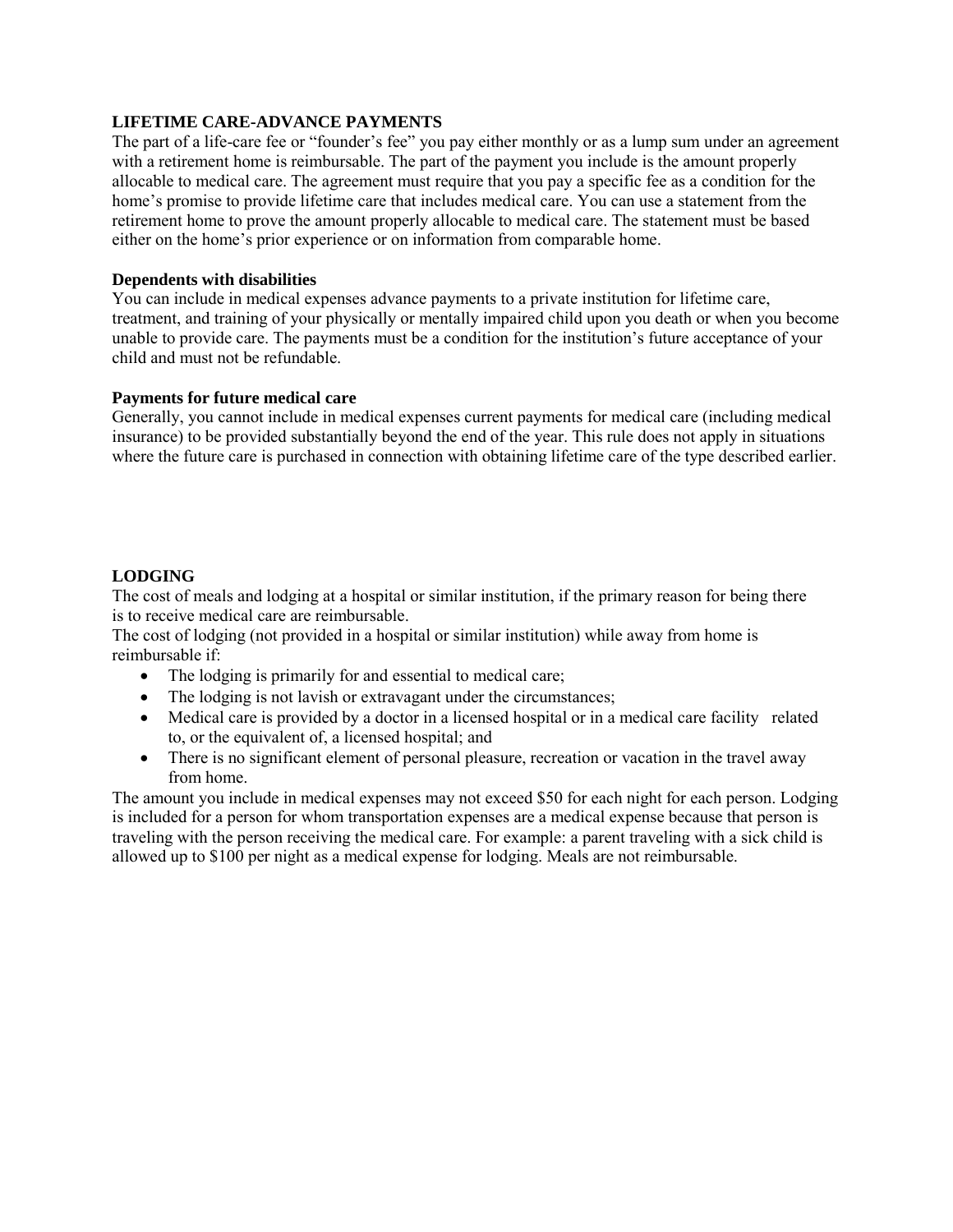## LIFETIME CARE-ADVANCE PAYMENTS

The part of a life-care fee or "founder's fee" you pay either monthly or as a lump sum under an agreement with a retirement home is reimbursable. The part of the payment you include is the amount properly allocable to medical care. The agreement must require that you pay a specific fee as a condition for the home's promise to provide lifetime care that includes medical care. You can use a statement from the retirement home to prove the amount properly allocable to medical care. The statement must be based either on the home's prior experience or on information from comparable home.

### Dependents with disabilities

You can include in medical expenses advance payments to a private institution for lifetime care, treatment, and training of your physically or mentally impaired child upon you death or when you become unable to provide care. The payments must be a condition for the institution's future acceptance of your child and must not be refundable.

### Payments for future medical care

Generally, you cannot include in medical expenses current payments for medical care (including medical insurance) to be provided substantially beyond the end of the year. This rule does not apply in situations where the future care is purchased in connection with obtaining lifetime care of the type described earlier.

## LODGING

The cost of meals and lodging at a hospital or similar institution, if the primary reason for being there is to receive medical care are reimbursable.

The cost of lodging (not provided in a hospital or similar institution) while away from home is reimbursable if:

- The lodging is primarily for and essential to medical care;
- The lodging is not lavish or extravagant under the circumstances;
- Medical care is provided by a doctor in a licensed hospital or in a medical care facility related to, or the equivalent of, a licensed hospital; and
- There is no significant element of personal pleasure, recreation or vacation in the travel away from home.

The amount you include in medical expenses may not exceed $50 for each night for each person. Lodging is included for a person for whom transportation expenses are a medical expense because that person is traveling with the person receiving the medical care. For example: a parent traveling with a sick child is allowed up to $100 per night as a medical expense for lodging. Meals are not reimbursable.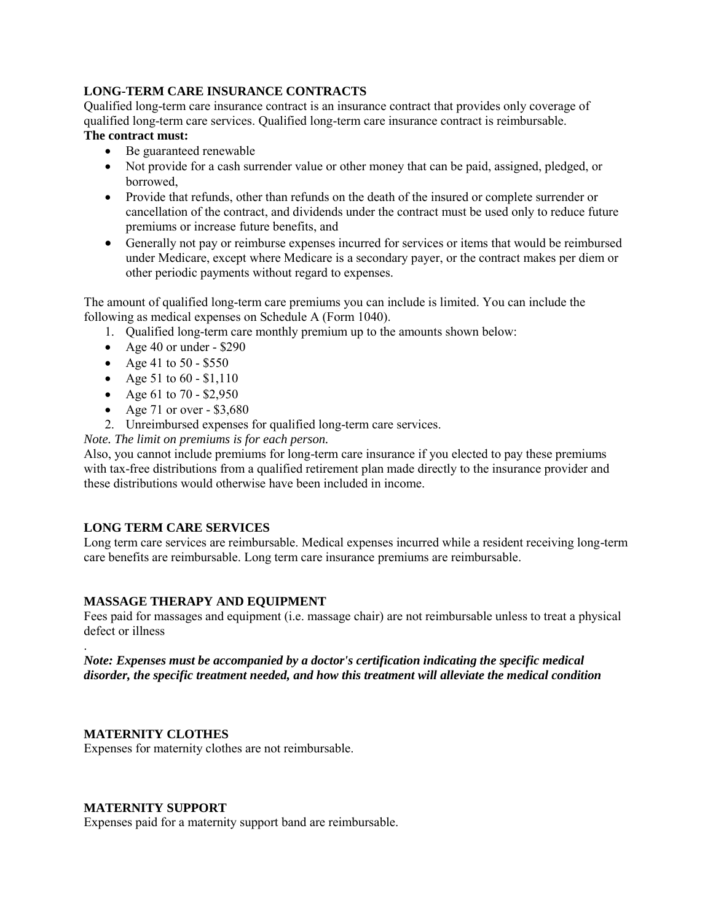**LONG-TERM CARE INSURANCE CONTRACTS**

Qualified long-term care insurance contract is an insurance contract that provides only coverage of qualified long-term care services. Qualified long-term care insurance contract is reimbursable.

**The contract must:**

- Be guaranteed renewable
- Not provide for a cash surrender value or other money that can be paid, assigned, pledged, or borrowed,
- Provide that refunds, other than refunds on the death of the insured or complete surrender or cancellation of the contract, and dividends under the contract must be used only to reduce future premiums or increase future benefits, and
- Generally not pay or reimburse expenses incurred for services or items that would be reimbursed under Medicare, except where Medicare is a secondary payer, or the contract makes per diem or other periodic payments without regard to expenses.

The amount of qualified long-term care premiums you can include is limited. You can include the following as medical expenses on Schedule A (Form 1040).

1. Qualified long-term care monthly premium up to the amounts shown below:
   - Age 40 or under - $290
   - Age 41 to 50 - $550
   - Age 51 to 60 - $1,110
   - Age 61 to 70 - $2,950
   - Age 71 or over - $3,680
2. Unreimbursed expenses for qualified long-term care services.

*Note. The limit on premiums is for each person.*

Also, you cannot include premiums for long-term care insurance if you elected to pay these premiums with tax-free distributions from a qualified retirement plan made directly to the insurance provider and these distributions would otherwise have been included in income.

**LONG TERM CARE SERVICES**

Long term care services are reimbursable. Medical expenses incurred while a resident receiving long-term care benefits are reimbursable. Long term care insurance premiums are reimbursable.

**MASSAGE THERAPY AND EQUIPMENT**

Fees paid for massages and equipment (i.e. massage chair) are not reimbursable unless to treat a physical defect or illness

.

***Note: Expenses must be accompanied by a doctor's certification indicating the specific medical disorder, the specific treatment needed, and how this treatment will alleviate the medical condition***

**MATERNITY CLOTHES**

Expenses for maternity clothes are not reimbursable.

**MATERNITY SUPPORT**

Expenses paid for a maternity support band are reimbursable.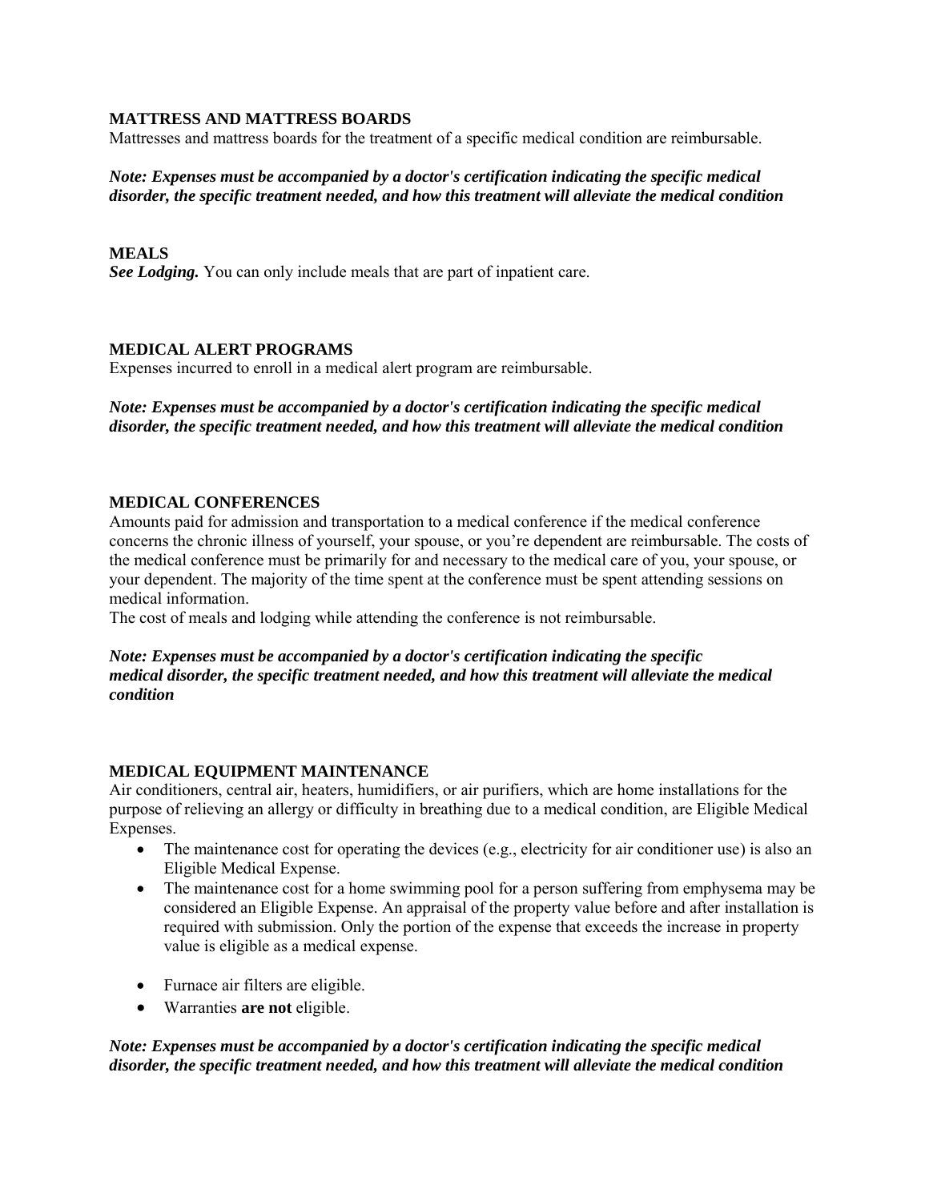**MATTRESS AND MATTRESS BOARDS**
Mattresses and mattress boards for the treatment of a specific medical condition are reimbursable.

***Note: Expenses must be accompanied by a doctor's certification indicating the specific medical disorder, the specific treatment needed, and how this treatment will alleviate the medical condition***

**MEALS**
***See Lodging.*** You can only include meals that are part of inpatient care.

**MEDICAL ALERT PROGRAMS**
Expenses incurred to enroll in a medical alert program are reimbursable.

***Note: Expenses must be accompanied by a doctor's certification indicating the specific medical disorder, the specific treatment needed, and how this treatment will alleviate the medical condition***

**MEDICAL CONFERENCES**
Amounts paid for admission and transportation to a medical conference if the medical conference concerns the chronic illness of yourself, your spouse, or you're dependent are reimbursable. The costs of the medical conference must be primarily for and necessary to the medical care of you, your spouse, or your dependent. The majority of the time spent at the conference must be spent attending sessions on medical information.
The cost of meals and lodging while attending the conference is not reimbursable.

***Note: Expenses must be accompanied by a doctor's certification indicating the specific medical disorder, the specific treatment needed, and how this treatment will alleviate the medical condition***

**MEDICAL EQUIPMENT MAINTENANCE**
Air conditioners, central air, heaters, humidifiers, or air purifiers, which are home installations for the purpose of relieving an allergy or difficulty in breathing due to a medical condition, are Eligible Medical Expenses.

- The maintenance cost for operating the devices (e.g., electricity for air conditioner use) is also an Eligible Medical Expense.
- The maintenance cost for a home swimming pool for a person suffering from emphysema may be considered an Eligible Expense. An appraisal of the property value before and after installation is required with submission. Only the portion of the expense that exceeds the increase in property value is eligible as a medical expense.
- Furnace air filters are eligible.
- Warranties **are not** eligible.

***Note: Expenses must be accompanied by a doctor's certification indicating the specific medical disorder, the specific treatment needed, and how this treatment will alleviate the medical condition***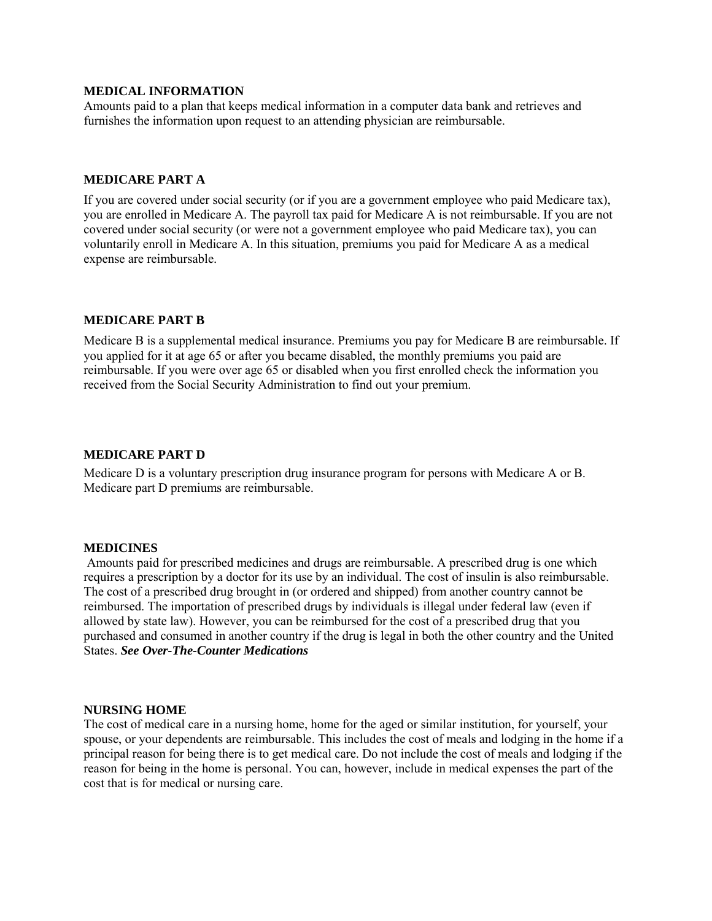**MEDICAL INFORMATION**

Amounts paid to a plan that keeps medical information in a computer data bank and retrieves and furnishes the information upon request to an attending physician are reimbursable.

**MEDICARE PART A**

If you are covered under social security (or if you are a government employee who paid Medicare tax), you are enrolled in Medicare A. The payroll tax paid for Medicare A is not reimbursable. If you are not covered under social security (or were not a government employee who paid Medicare tax), you can voluntarily enroll in Medicare A. In this situation, premiums you paid for Medicare A as a medical expense are reimbursable.

**MEDICARE PART B**

Medicare B is a supplemental medical insurance. Premiums you pay for Medicare B are reimbursable. If you applied for it at age 65 or after you became disabled, the monthly premiums you paid are reimbursable. If you were over age 65 or disabled when you first enrolled check the information you received from the Social Security Administration to find out your premium.

**MEDICARE PART D**

Medicare D is a voluntary prescription drug insurance program for persons with Medicare A or B. Medicare part D premiums are reimbursable.

**MEDICINES**

Amounts paid for prescribed medicines and drugs are reimbursable. A prescribed drug is one which requires a prescription by a doctor for its use by an individual. The cost of insulin is also reimbursable. The cost of a prescribed drug brought in (or ordered and shipped) from another country cannot be reimbursed. The importation of prescribed drugs by individuals is illegal under federal law (even if allowed by state law). However, you can be reimbursed for the cost of a prescribed drug that you purchased and consumed in another country if the drug is legal in both the other country and the United States. ***See Over-The-Counter Medications***

**NURSING HOME**

The cost of medical care in a nursing home, home for the aged or similar institution, for yourself, your spouse, or your dependents are reimbursable. This includes the cost of meals and lodging in the home if a principal reason for being there is to get medical care. Do not include the cost of meals and lodging if the reason for being in the home is personal. You can, however, include in medical expenses the part of the cost that is for medical or nursing care.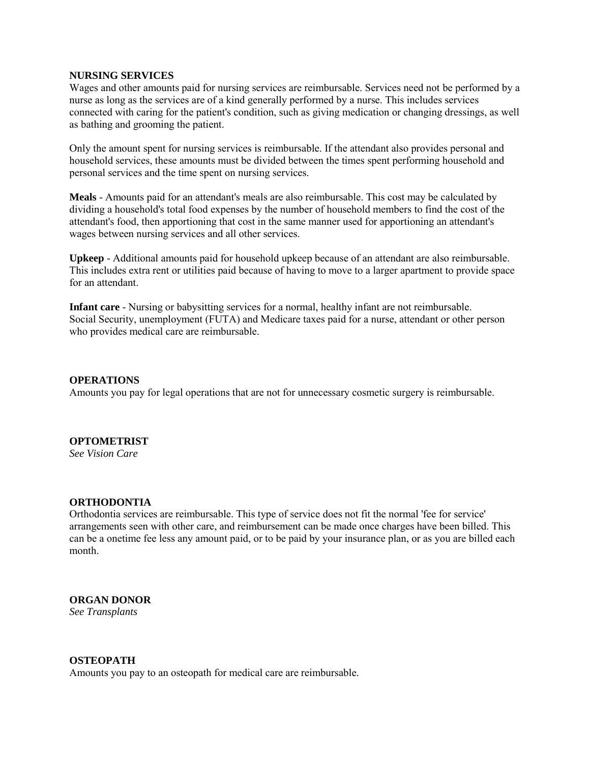**NURSING SERVICES**

Wages and other amounts paid for nursing services are reimbursable. Services need not be performed by a nurse as long as the services are of a kind generally performed by a nurse. This includes services connected with caring for the patient's condition, such as giving medication or changing dressings, as well as bathing and grooming the patient.

Only the amount spent for nursing services is reimbursable. If the attendant also provides personal and household services, these amounts must be divided between the times spent performing household and personal services and the time spent on nursing services.

**Meals** - Amounts paid for an attendant's meals are also reimbursable. This cost may be calculated by dividing a household's total food expenses by the number of household members to find the cost of the attendant's food, then apportioning that cost in the same manner used for apportioning an attendant's wages between nursing services and all other services.

**Upkeep** - Additional amounts paid for household upkeep because of an attendant are also reimbursable. This includes extra rent or utilities paid because of having to move to a larger apartment to provide space for an attendant.

**Infant care** - Nursing or babysitting services for a normal, healthy infant are not reimbursable.
Social Security, unemployment (FUTA) and Medicare taxes paid for a nurse, attendant or other person who provides medical care are reimbursable.

**OPERATIONS**

Amounts you pay for legal operations that are not for unnecessary cosmetic surgery is reimbursable.

**OPTOMETRIST**

*See Vision Care*

**ORTHODONTIA**

Orthodontia services are reimbursable. This type of service does not fit the normal 'fee for service' arrangements seen with other care, and reimbursement can be made once charges have been billed. This can be a onetime fee less any amount paid, or to be paid by your insurance plan, or as you are billed each month.

**ORGAN DONOR**

*See Transplants*

**OSTEOPATH**

Amounts you pay to an osteopath for medical care are reimbursable.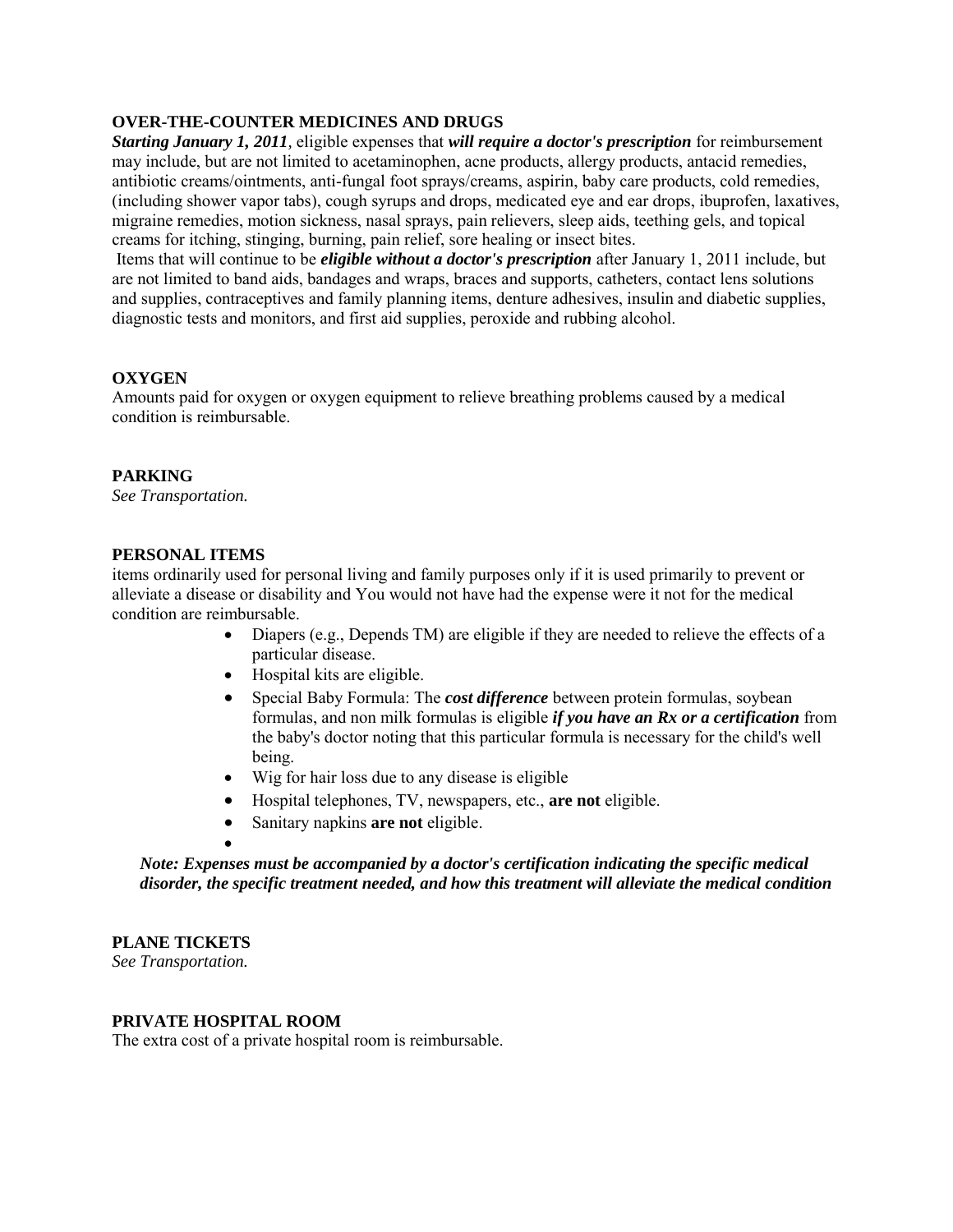**OVER-THE-COUNTER MEDICINES AND DRUGS**

***Starting January 1, 2011***, eligible expenses that ***will require a doctor's prescription*** for reimbursement may include, but are not limited to acetaminophen, acne products, allergy products, antacid remedies, antibiotic creams/ointments, anti-fungal foot sprays/creams, aspirin, baby care products, cold remedies, (including shower vapor tabs), cough syrups and drops, medicated eye and ear drops, ibuprofen, laxatives, migraine remedies, motion sickness, nasal sprays, pain relievers, sleep aids, teething gels, and topical creams for itching, stinging, burning, pain relief, sore healing or insect bites.

Items that will continue to be ***eligible without a doctor's prescription*** after January 1, 2011 include, but are not limited to band aids, bandages and wraps, braces and supports, catheters, contact lens solutions and supplies, contraceptives and family planning items, denture adhesives, insulin and diabetic supplies, diagnostic tests and monitors, and first aid supplies, peroxide and rubbing alcohol.

**OXYGEN**

Amounts paid for oxygen or oxygen equipment to relieve breathing problems caused by a medical condition is reimbursable.

**PARKING**

*See Transportation.*

**PERSONAL ITEMS**

items ordinarily used for personal living and family purposes only if it is used primarily to prevent or alleviate a disease or disability and You would not have had the expense were it not for the medical condition are reimbursable.

- Diapers (e.g., Depends TM) are eligible if they are needed to relieve the effects of a particular disease.
- Hospital kits are eligible.
- Special Baby Formula: The ***cost difference*** between protein formulas, soybean formulas, and non milk formulas is eligible ***if you have an Rx or a certification*** from the baby's doctor noting that this particular formula is necessary for the child's well being.
- Wig for hair loss due to any disease is eligible
- Hospital telephones, TV, newspapers, etc., **are not** eligible.
- Sanitary napkins **are not** eligible.

***Note: Expenses must be accompanied by a doctor's certification indicating the specific medical disorder, the specific treatment needed, and how this treatment will alleviate the medical condition***

**PLANE TICKETS**

*See Transportation.*

**PRIVATE HOSPITAL ROOM**

The extra cost of a private hospital room is reimbursable.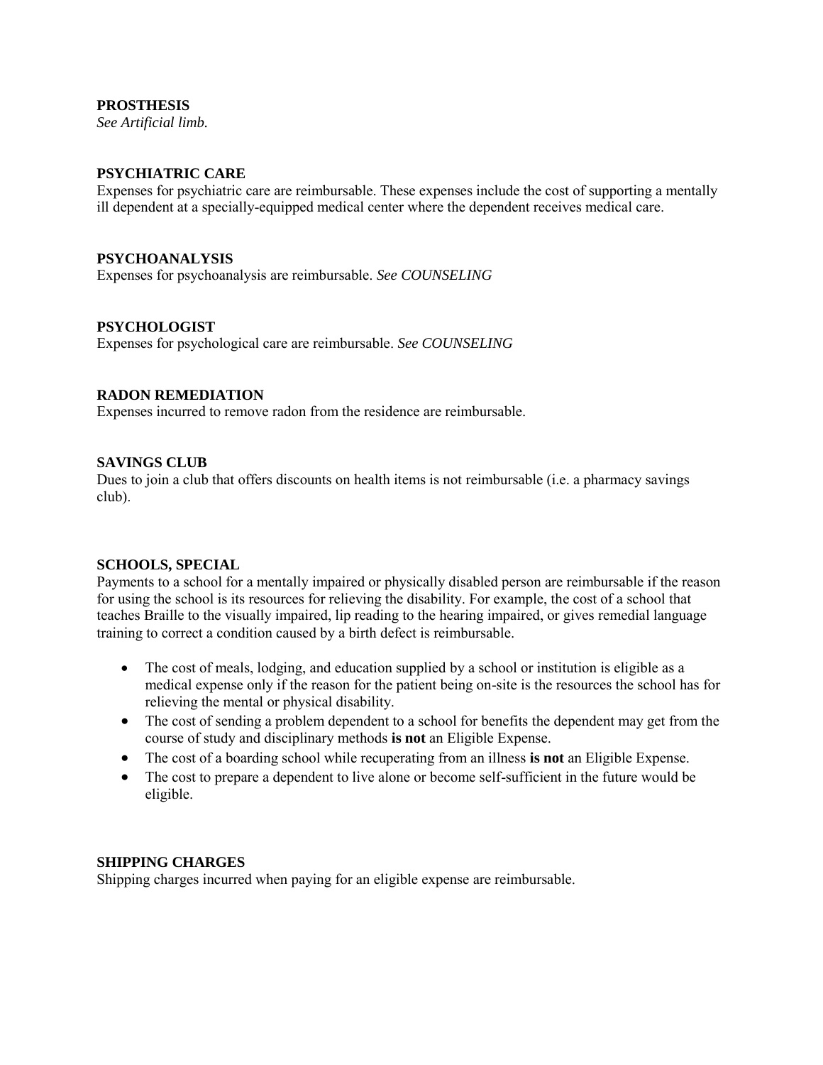**PROSTHESIS**
*See Artificial limb.*

**PSYCHIATRIC CARE**
Expenses for psychiatric care are reimbursable. These expenses include the cost of supporting a mentally ill dependent at a specially-equipped medical center where the dependent receives medical care.

**PSYCHOANALYSIS**
Expenses for psychoanalysis are reimbursable. *See COUNSELING*

**PSYCHOLOGIST**
Expenses for psychological care are reimbursable. *See COUNSELING*

**RADON REMEDIATION**
Expenses incurred to remove radon from the residence are reimbursable.

**SAVINGS CLUB**
Dues to join a club that offers discounts on health items is not reimbursable (i.e. a pharmacy savings club).

**SCHOOLS, SPECIAL**
Payments to a school for a mentally impaired or physically disabled person are reimbursable if the reason for using the school is its resources for relieving the disability. For example, the cost of a school that teaches Braille to the visually impaired, lip reading to the hearing impaired, or gives remedial language training to correct a condition caused by a birth defect is reimbursable.

- The cost of meals, lodging, and education supplied by a school or institution is eligible as a medical expense only if the reason for the patient being on-site is the resources the school has for relieving the mental or physical disability.
- The cost of sending a problem dependent to a school for benefits the dependent may get from the course of study and disciplinary methods **is not** an Eligible Expense.
- The cost of a boarding school while recuperating from an illness **is not** an Eligible Expense.
- The cost to prepare a dependent to live alone or become self-sufficient in the future would be eligible.

**SHIPPING CHARGES**
Shipping charges incurred when paying for an eligible expense are reimbursable.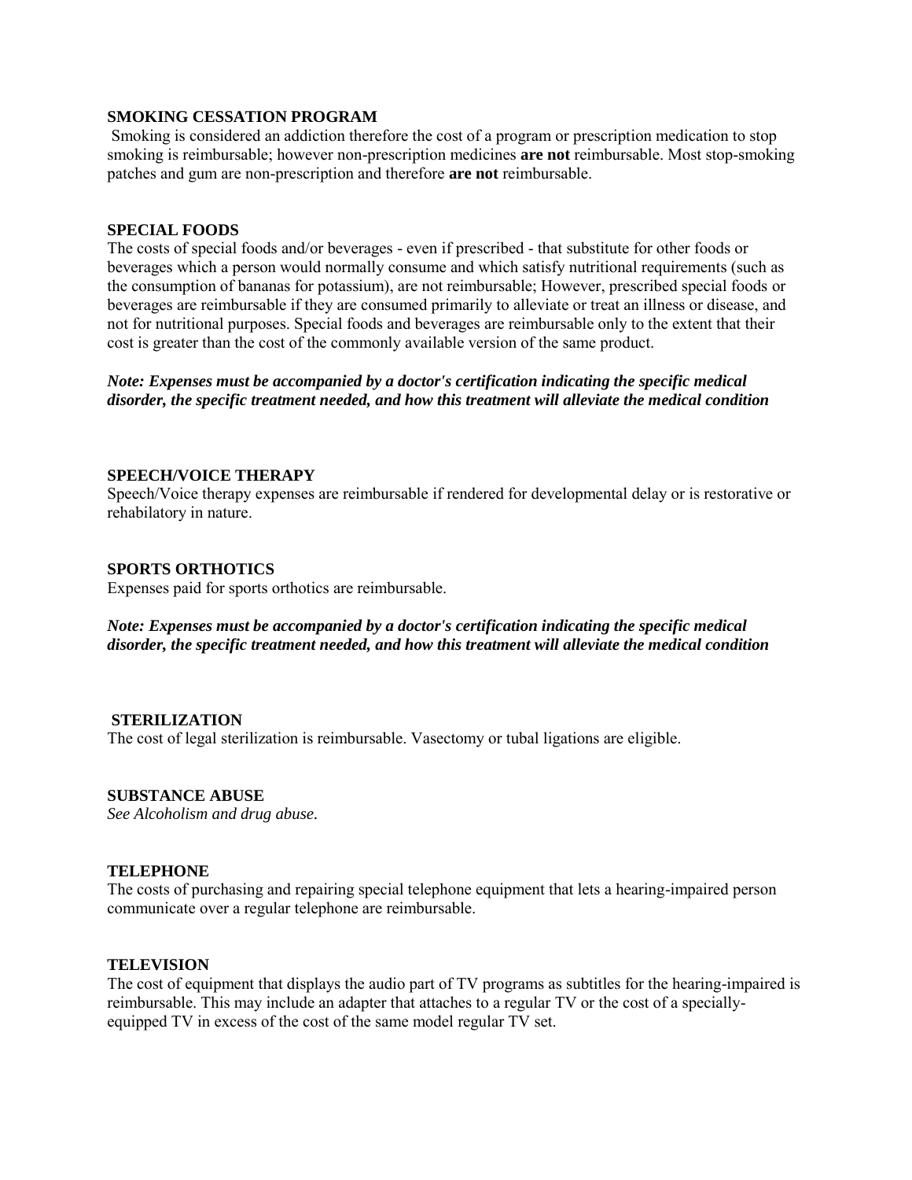**SMOKING CESSATION PROGRAM**

Smoking is considered an addiction therefore the cost of a program or prescription medication to stop smoking is reimbursable; however non-prescription medicines **are not** reimbursable. Most stop-smoking patches and gum are non-prescription and therefore **are not** reimbursable.

**SPECIAL FOODS**

The costs of special foods and/or beverages - even if prescribed - that substitute for other foods or beverages which a person would normally consume and which satisfy nutritional requirements (such as the consumption of bananas for potassium), are not reimbursable; However, prescribed special foods or beverages are reimbursable if they are consumed primarily to alleviate or treat an illness or disease, and not for nutritional purposes. Special foods and beverages are reimbursable only to the extent that their cost is greater than the cost of the commonly available version of the same product.

***Note: Expenses must be accompanied by a doctor's certification indicating the specific medical disorder, the specific treatment needed, and how this treatment will alleviate the medical condition***

**SPEECH/VOICE THERAPY**

Speech/Voice therapy expenses are reimbursable if rendered for developmental delay or is restorative or rehabilatory in nature.

**SPORTS ORTHOTICS**

Expenses paid for sports orthotics are reimbursable.

***Note: Expenses must be accompanied by a doctor's certification indicating the specific medical disorder, the specific treatment needed, and how this treatment will alleviate the medical condition***

**STERILIZATION**

The cost of legal sterilization is reimbursable. Vasectomy or tubal ligations are eligible.

**SUBSTANCE ABUSE**

*See Alcoholism and drug abuse.*

**TELEPHONE**

The costs of purchasing and repairing special telephone equipment that lets a hearing-impaired person communicate over a regular telephone are reimbursable.

**TELEVISION**

The cost of equipment that displays the audio part of TV programs as subtitles for the hearing-impaired is reimbursable. This may include an adapter that attaches to a regular TV or the cost of a specially-equipped TV in excess of the cost of the same model regular TV set.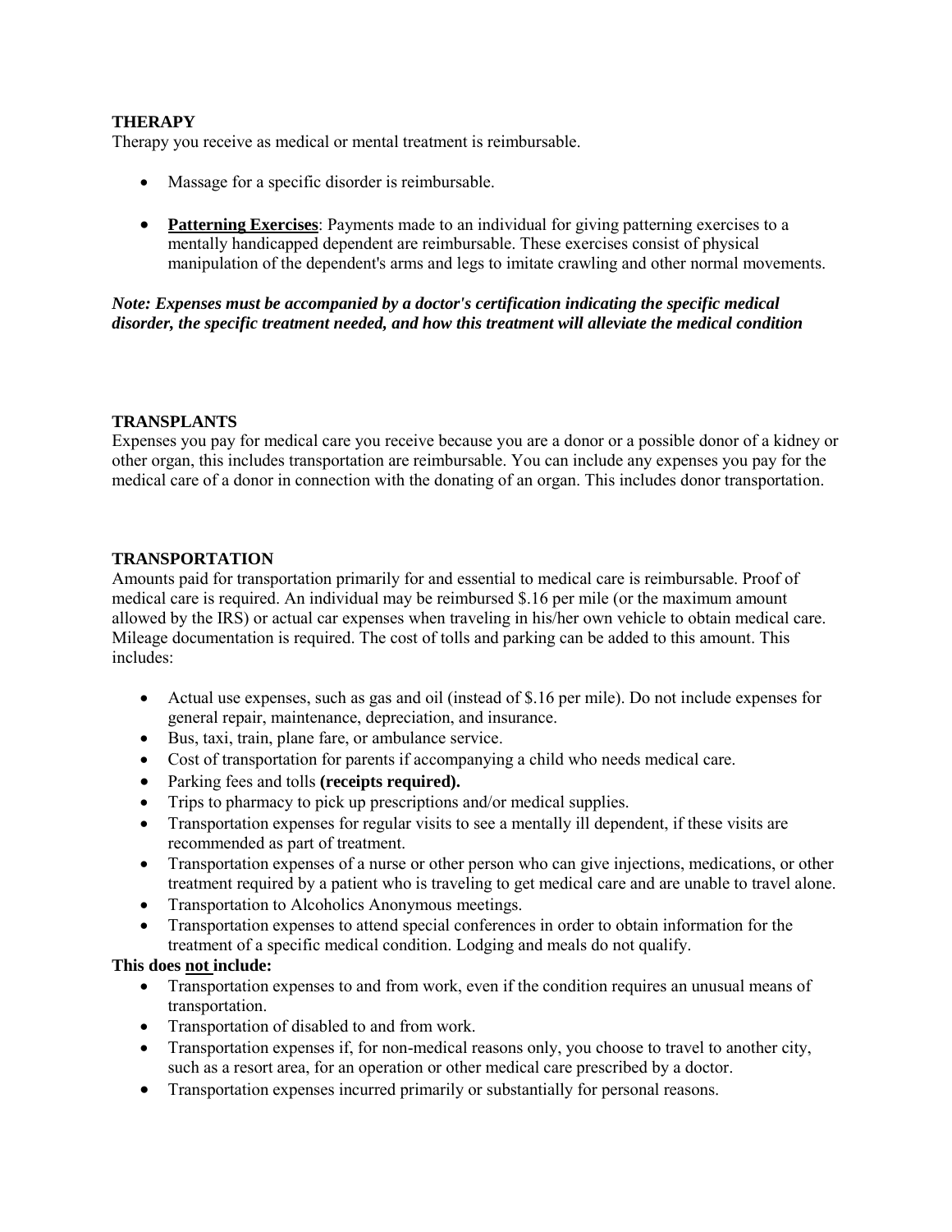### THERAPY

Therapy you receive as medical or mental treatment is reimbursable.

- Massage for a specific disorder is reimbursable.
- **Patterning Exercises**: Payments made to an individual for giving patterning exercises to a mentally handicapped dependent are reimbursable. These exercises consist of physical manipulation of the dependent's arms and legs to imitate crawling and other normal movements.

***Note: Expenses must be accompanied by a doctor's certification indicating the specific medical disorder, the specific treatment needed, and how this treatment will alleviate the medical condition***

### TRANSPLANTS

Expenses you pay for medical care you receive because you are a donor or a possible donor of a kidney or other organ, this includes transportation are reimbursable. You can include any expenses you pay for the medical care of a donor in connection with the donating of an organ. This includes donor transportation.

### TRANSPORTATION

Amounts paid for transportation primarily for and essential to medical care is reimbursable. Proof of medical care is required. An individual may be reimbursed $.16 per mile (or the maximum amount allowed by the IRS) or actual car expenses when traveling in his/her own vehicle to obtain medical care. Mileage documentation is required. The cost of tolls and parking can be added to this amount. This includes:

- Actual use expenses, such as gas and oil (instead of $.16 per mile). Do not include expenses for general repair, maintenance, depreciation, and insurance.
- Bus, taxi, train, plane fare, or ambulance service.
- Cost of transportation for parents if accompanying a child who needs medical care.
- Parking fees and tolls **(receipts required).**
- Trips to pharmacy to pick up prescriptions and/or medical supplies.
- Transportation expenses for regular visits to see a mentally ill dependent, if these visits are recommended as part of treatment.
- Transportation expenses of a nurse or other person who can give injections, medications, or other treatment required by a patient who is traveling to get medical care and are unable to travel alone.
- Transportation to Alcoholics Anonymous meetings.
- Transportation expenses to attend special conferences in order to obtain information for the treatment of a specific medical condition. Lodging and meals do not qualify.

**This does <u>not</u> include:**

- Transportation expenses to and from work, even if the condition requires an unusual means of transportation.
- Transportation of disabled to and from work.
- Transportation expenses if, for non-medical reasons only, you choose to travel to another city, such as a resort area, for an operation or other medical care prescribed by a doctor.
- Transportation expenses incurred primarily or substantially for personal reasons.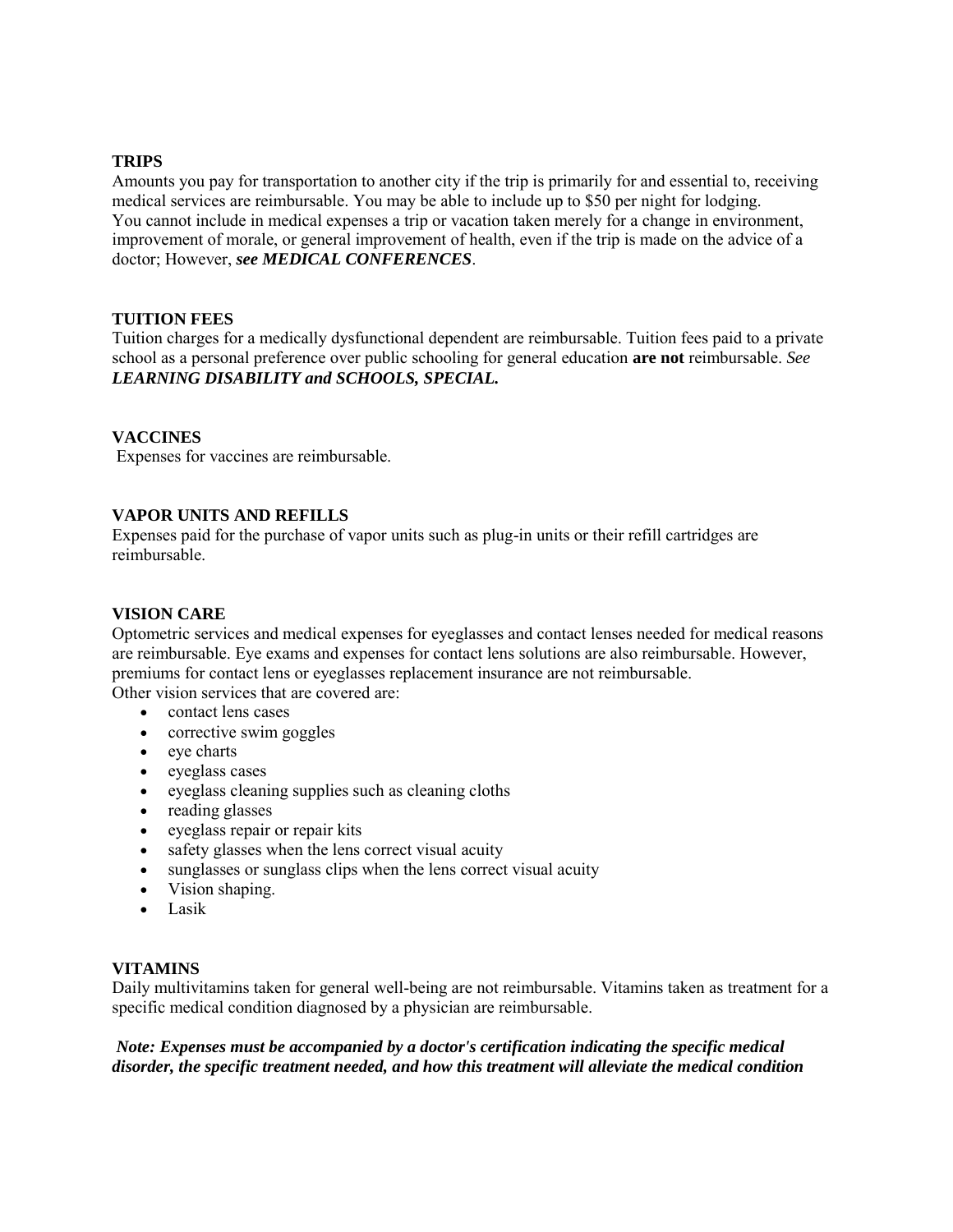**TRIPS**

Amounts you pay for transportation to another city if the trip is primarily for and essential to, receiving medical services are reimbursable. You may be able to include up to $50 per night for lodging. You cannot include in medical expenses a trip or vacation taken merely for a change in environment, improvement of morale, or general improvement of health, even if the trip is made on the advice of a doctor; However, ***see MEDICAL CONFERENCES***.

**TUITION FEES**

Tuition charges for a medically dysfunctional dependent are reimbursable. Tuition fees paid to a private school as a personal preference over public schooling for general education **are not** reimbursable. *See* ***LEARNING DISABILITY and SCHOOLS, SPECIAL.***

**VACCINES**

Expenses for vaccines are reimbursable.

**VAPOR UNITS AND REFILLS**

Expenses paid for the purchase of vapor units such as plug-in units or their refill cartridges are reimbursable.

**VISION CARE**

Optometric services and medical expenses for eyeglasses and contact lenses needed for medical reasons are reimbursable. Eye exams and expenses for contact lens solutions are also reimbursable. However, premiums for contact lens or eyeglasses replacement insurance are not reimbursable.
Other vision services that are covered are:

- contact lens cases
- corrective swim goggles
- eye charts
- eyeglass cases
- eyeglass cleaning supplies such as cleaning cloths
- reading glasses
- eyeglass repair or repair kits
- safety glasses when the lens correct visual acuity
- sunglasses or sunglass clips when the lens correct visual acuity
- Vision shaping.
- Lasik

**VITAMINS**

Daily multivitamins taken for general well-being are not reimbursable. Vitamins taken as treatment for a specific medical condition diagnosed by a physician are reimbursable.

***Note: Expenses must be accompanied by a doctor's certification indicating the specific medical disorder, the specific treatment needed, and how this treatment will alleviate the medical condition***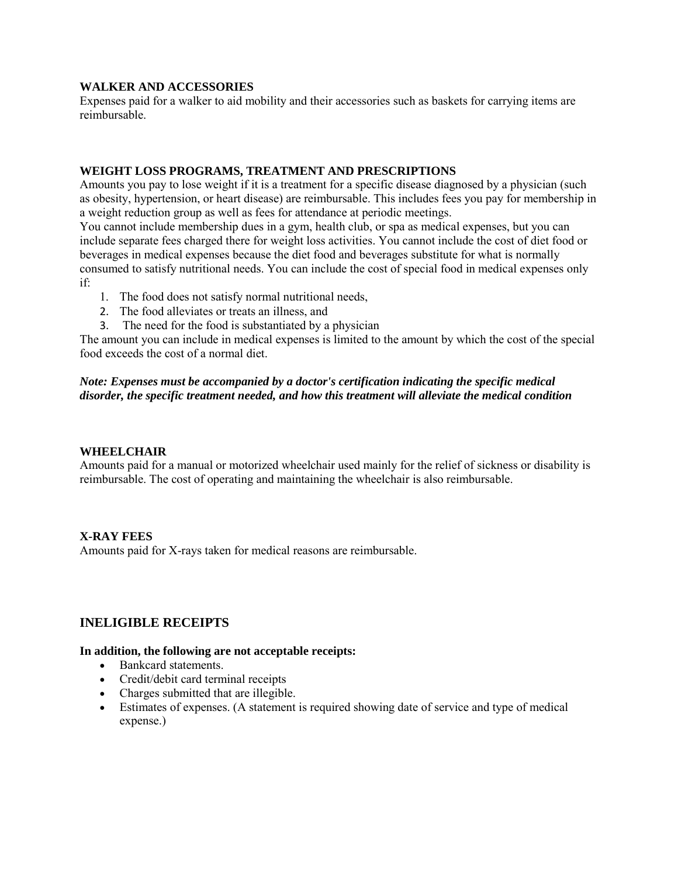**WALKER AND ACCESSORIES**

Expenses paid for a walker to aid mobility and their accessories such as baskets for carrying items are reimbursable.

**WEIGHT LOSS PROGRAMS, TREATMENT AND PRESCRIPTIONS**

Amounts you pay to lose weight if it is a treatment for a specific disease diagnosed by a physician (such as obesity, hypertension, or heart disease) are reimbursable. This includes fees you pay for membership in a weight reduction group as well as fees for attendance at periodic meetings.

You cannot include membership dues in a gym, health club, or spa as medical expenses, but you can include separate fees charged there for weight loss activities. You cannot include the cost of diet food or beverages in medical expenses because the diet food and beverages substitute for what is normally consumed to satisfy nutritional needs. You can include the cost of special food in medical expenses only if:

1. The food does not satisfy normal nutritional needs,
2. The food alleviates or treats an illness, and
3. The need for the food is substantiated by a physician

The amount you can include in medical expenses is limited to the amount by which the cost of the special food exceeds the cost of a normal diet.

***Note: Expenses must be accompanied by a doctor's certification indicating the specific medical disorder, the specific treatment needed, and how this treatment will alleviate the medical condition***

**WHEELCHAIR**

Amounts paid for a manual or motorized wheelchair used mainly for the relief of sickness or disability is reimbursable. The cost of operating and maintaining the wheelchair is also reimbursable.

**X-RAY FEES**

Amounts paid for X-rays taken for medical reasons are reimbursable.

## INELIGIBLE RECEIPTS

**In addition, the following are not acceptable receipts:**

- Bankcard statements.
- Credit/debit card terminal receipts
- Charges submitted that are illegible.
- Estimates of expenses. (A statement is required showing date of service and type of medical expense.)